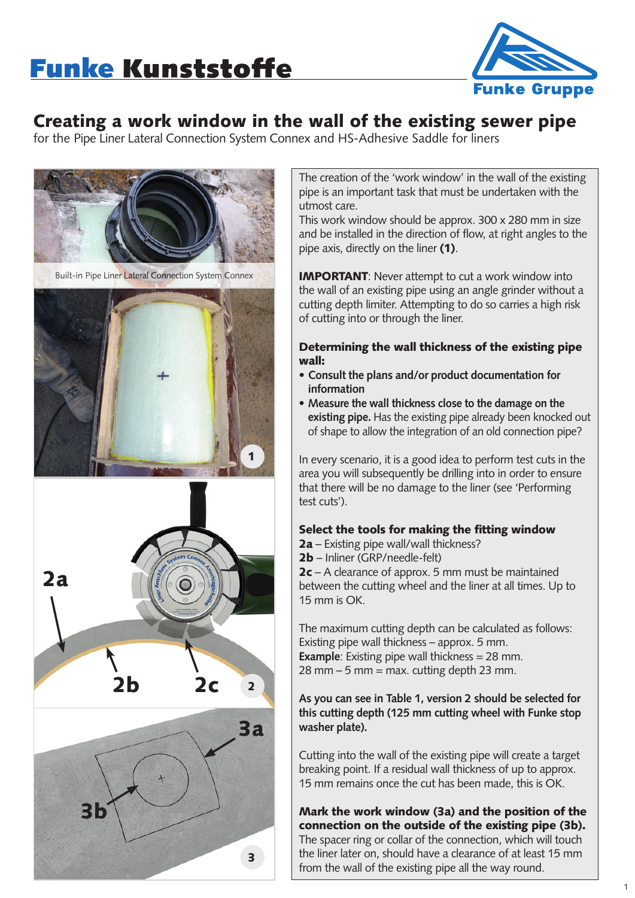# Funke Kunststoffe

Funke Gruppe

## Creating a work window in the wall of the existing sewer pipe

for the Pipe Liner Lateral Connection System Connex and HS-Adhesive Saddle for liners

Built-in Pipe Liner Lateral Connection System Connex

The creation of the 'work window' in the wall of the existing pipe is an important task that must be undertaken with the utmost care.
This work window should be approx. 300 x 280 mm in size and be installed in the direction of flow, at right angles to the pipe axis, directly on the liner **(1)**.

**IMPORTANT**: Never attempt to cut a work window into the wall of an existing pipe using an angle grinder without a cutting depth limiter. Attempting to do so carries a high risk of cutting into or through the liner.

### Determining the wall thickness of the existing pipe wall:

- **Consult the plans and/or product documentation for information**
- **Measure the wall thickness close to the damage on the existing pipe.** Has the existing pipe already been knocked out of shape to allow the integration of an old connection pipe?

In every scenario, it is a good idea to perform test cuts in the area you will subsequently be drilling into in order to ensure that there will be no damage to the liner (see 'Performing test cuts').

### Select the tools for making the fitting window

**2a** – Existing pipe wall/wall thickness?
**2b** – Inliner (GRP/needle-felt)
**2c** – A clearance of approx. 5 mm must be maintained between the cutting wheel and the liner at all times. Up to 15 mm is OK.

The maximum cutting depth can be calculated as follows:
Existing pipe wall thickness – approx. 5 mm.
**Example**: Existing pipe wall thickness = 28 mm.
28 mm – 5 mm = max. cutting depth 23 mm.

**As you can see in Table 1, version 2 should be selected for this cutting depth (125 mm cutting wheel with Funke stop washer plate).**

Cutting into the wall of the existing pipe will create a target breaking point. If a residual wall thickness of up to approx. 15 mm remains once the cut has been made, this is OK.

### Mark the work window (3a) and the position of the connection on the outside of the existing pipe (3b).

The spacer ring or collar of the connection, which will touch the liner later on, should have a clearance of at least 15 mm from the wall of the existing pipe all the way round.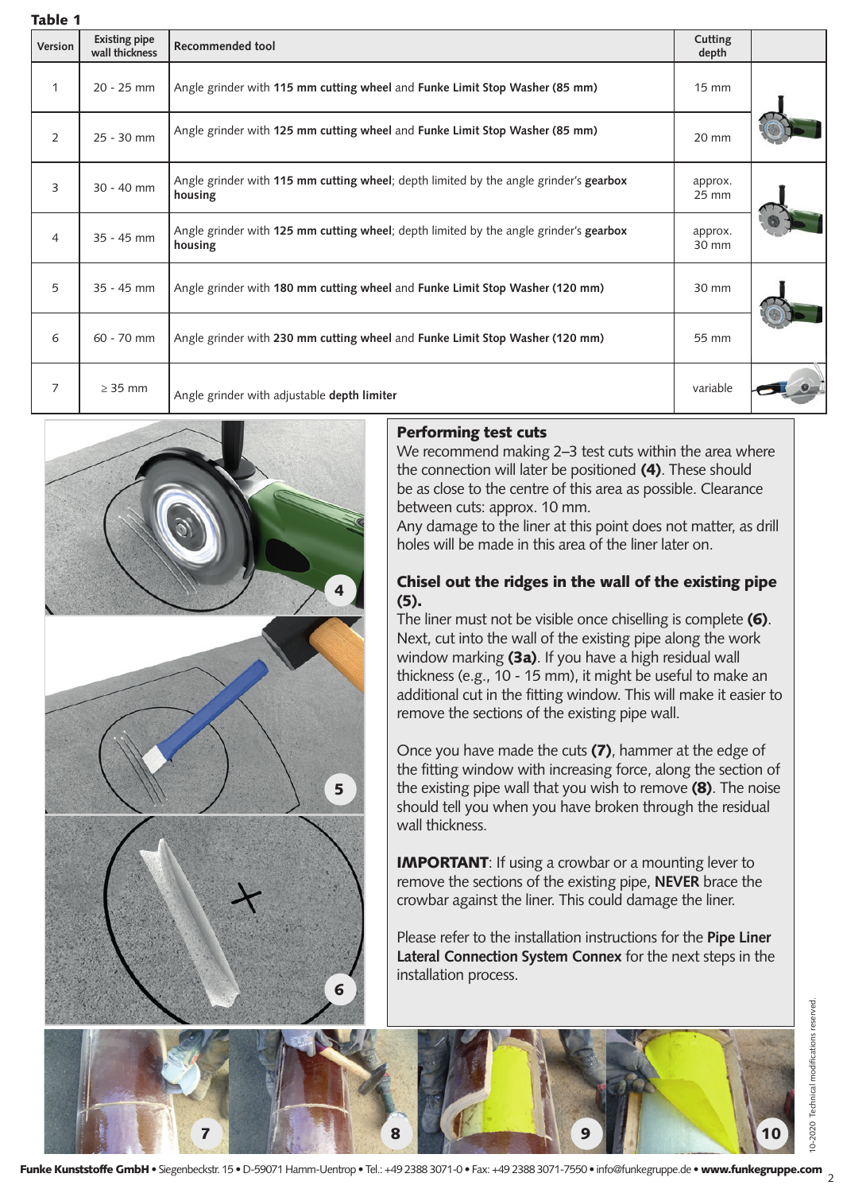**Table 1**

| Version | Existing pipe wall thickness | Recommended tool | Cutting depth | |
|---|---|---|---|---|
| 1 | 20 - 25 mm | Angle grinder with **115 mm cutting wheel** and **Funke Limit Stop Washer (85 mm)** | 15 mm | |
| 2 | 25 - 30 mm | Angle grinder with **125 mm cutting wheel** and **Funke Limit Stop Washer (85 mm)** | 20 mm | |
| 3 | 30 - 40 mm | Angle grinder with **115 mm cutting wheel**; depth limited by the angle grinder's **gearbox housing** | approx. 25 mm | |
| 4 | 35 - 45 mm | Angle grinder with **125 mm cutting wheel**; depth limited by the angle grinder's **gearbox housing** | approx. 30 mm | |
| 5 | 35 - 45 mm | Angle grinder with **180 mm cutting wheel** and **Funke Limit Stop Washer (120 mm)** | 30 mm | |
| 6 | 60 - 70 mm | Angle grinder with **230 mm cutting wheel** and **Funke Limit Stop Washer (120 mm)** | 55 mm | |
| 7 | ≥ 35 mm | Angle grinder with adjustable **depth limiter** | variable | |

4

5

6

## Performing test cuts

We recommend making 2–3 test cuts within the area where the connection will later be positioned **(4)**. These should be as close to the centre of this area as possible. Clearance between cuts: approx. 10 mm.
Any damage to the liner at this point does not matter, as drill holes will be made in this area of the liner later on.

## Chisel out the ridges in the wall of the existing pipe (5).

The liner must not be visible once chiselling is complete **(6)**. Next, cut into the wall of the existing pipe along the work window marking **(3a)**. If you have a high residual wall thickness (e.g., 10 - 15 mm), it might be useful to make an additional cut in the fitting window. This will make it easier to remove the sections of the existing pipe wall.

Once you have made the cuts **(7)**, hammer at the edge of the fitting window with increasing force, along the section of the existing pipe wall that you wish to remove **(8)**. The noise should tell you when you have broken through the residual wall thickness.

**IMPORTANT**: If using a crowbar or a mounting lever to remove the sections of the existing pipe, **NEVER** brace the crowbar against the liner. This could damage the liner.

Please refer to the installation instructions for the **Pipe Liner Lateral Connection System Connex** for the next steps in the installation process.

7

8

9

10

10-2020 Technical modifications reserved.

**Funke Kunststoffe GmbH** • Siegenbeckstr. 15 • D-59071 Hamm-Uentrop • Tel.: +49 2388 3071-0 • Fax: +49 2388 3071-7550 • info@funkegruppe.de • **www.funkegruppe.com**